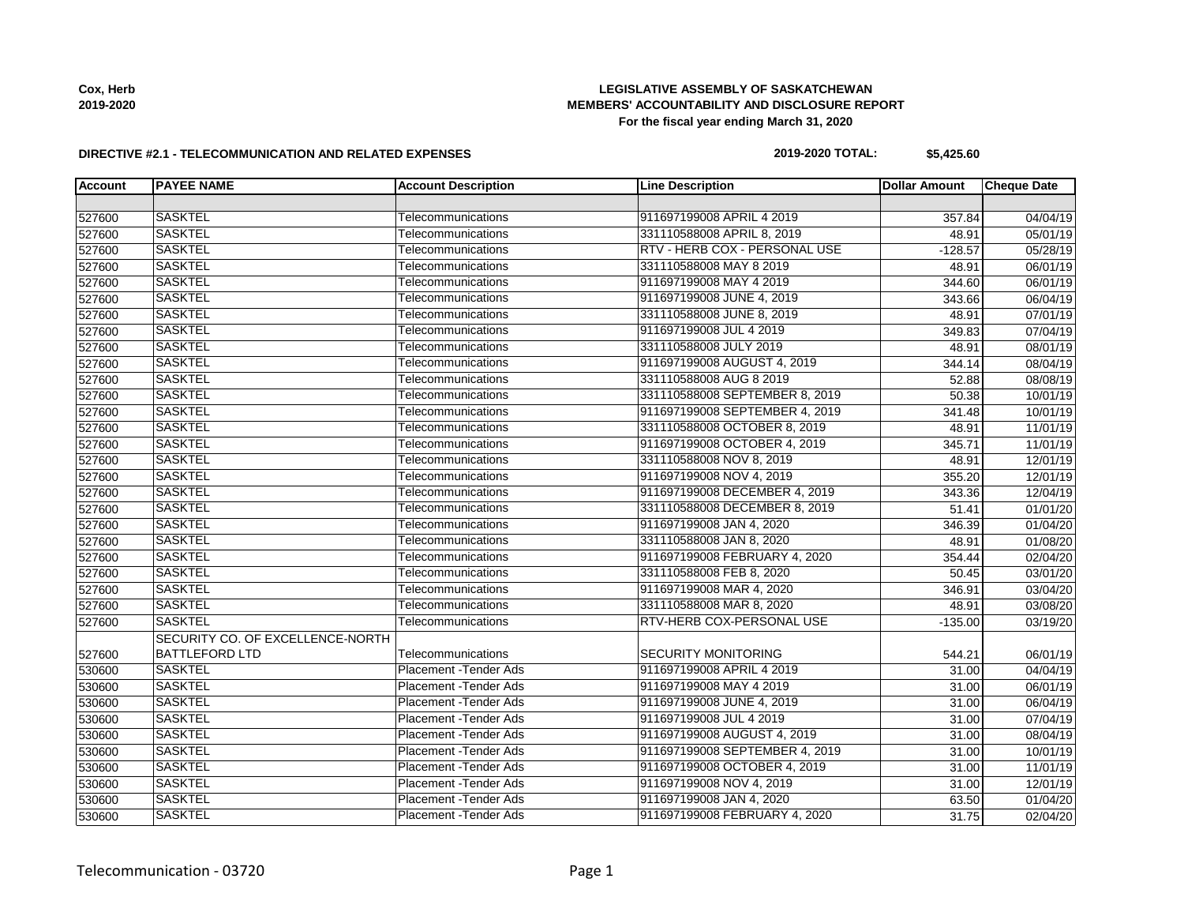Cox, Herb
2019-2020

**LEGISLATIVE ASSEMBLY OF SASKATCHEWAN**
**MEMBERS' ACCOUNTABILITY AND DISCLOSURE REPORT**
**For the fiscal year ending March 31, 2020**

**DIRECTIVE #2.1 - TELECOMMUNICATION AND RELATED EXPENSES** **2019-2020 TOTAL: $5,425.60**

| Account | PAYEE NAME | Account Description | Line Description | Dollar Amount | Cheque Date |
|---|---|---|---|---|---|
| | | | | | |
| 527600 | SASKTEL | Telecommunications | 911697199008 APRIL 4 2019 | 357.84 | 04/04/19 |
| 527600 | SASKTEL | Telecommunications | 331110588008 APRIL 8, 2019 | 48.91 | 05/01/19 |
| 527600 | SASKTEL | Telecommunications | RTV - HERB COX - PERSONAL USE | -128.57 | 05/28/19 |
| 527600 | SASKTEL | Telecommunications | 331110588008 MAY 8 2019 | 48.91 | 06/01/19 |
| 527600 | SASKTEL | Telecommunications | 911697199008 MAY 4 2019 | 344.60 | 06/01/19 |
| 527600 | SASKTEL | Telecommunications | 911697199008 JUNE 4, 2019 | 343.66 | 06/04/19 |
| 527600 | SASKTEL | Telecommunications | 331110588008 JUNE 8, 2019 | 48.91 | 07/01/19 |
| 527600 | SASKTEL | Telecommunications | 911697199008 JUL 4 2019 | 349.83 | 07/04/19 |
| 527600 | SASKTEL | Telecommunications | 331110588008 JULY 2019 | 48.91 | 08/01/19 |
| 527600 | SASKTEL | Telecommunications | 911697199008 AUGUST 4, 2019 | 344.14 | 08/04/19 |
| 527600 | SASKTEL | Telecommunications | 331110588008 AUG 8 2019 | 52.88 | 08/08/19 |
| 527600 | SASKTEL | Telecommunications | 331110588008 SEPTEMBER 8, 2019 | 50.38 | 10/01/19 |
| 527600 | SASKTEL | Telecommunications | 911697199008 SEPTEMBER 4, 2019 | 341.48 | 10/01/19 |
| 527600 | SASKTEL | Telecommunications | 331110588008 OCTOBER 8, 2019 | 48.91 | 11/01/19 |
| 527600 | SASKTEL | Telecommunications | 911697199008 OCTOBER 4, 2019 | 345.71 | 11/01/19 |
| 527600 | SASKTEL | Telecommunications | 331110588008 NOV 8, 2019 | 48.91 | 12/01/19 |
| 527600 | SASKTEL | Telecommunications | 911697199008 NOV 4, 2019 | 355.20 | 12/01/19 |
| 527600 | SASKTEL | Telecommunications | 911697199008 DECEMBER 4, 2019 | 343.36 | 12/04/19 |
| 527600 | SASKTEL | Telecommunications | 331110588008 DECEMBER 8, 2019 | 51.41 | 01/01/20 |
| 527600 | SASKTEL | Telecommunications | 911697199008 JAN 4, 2020 | 346.39 | 01/04/20 |
| 527600 | SASKTEL | Telecommunications | 331110588008 JAN 8, 2020 | 48.91 | 01/08/20 |
| 527600 | SASKTEL | Telecommunications | 911697199008 FEBRUARY 4, 2020 | 354.44 | 02/04/20 |
| 527600 | SASKTEL | Telecommunications | 331110588008 FEB 8, 2020 | 50.45 | 03/01/20 |
| 527600 | SASKTEL | Telecommunications | 911697199008 MAR 4, 2020 | 346.91 | 03/04/20 |
| 527600 | SASKTEL | Telecommunications | 331110588008 MAR 8, 2020 | 48.91 | 03/08/20 |
| 527600 | SASKTEL | Telecommunications | RTV-HERB COX-PERSONAL USE | -135.00 | 03/19/20 |
| 527600 | SECURITY CO. OF EXCELLENCE-NORTH BATTLEFORD LTD | Telecommunications | SECURITY MONITORING | 544.21 | 06/01/19 |
| 530600 | SASKTEL | Placement -Tender Ads | 911697199008 APRIL 4 2019 | 31.00 | 04/04/19 |
| 530600 | SASKTEL | Placement -Tender Ads | 911697199008 MAY 4 2019 | 31.00 | 06/01/19 |
| 530600 | SASKTEL | Placement -Tender Ads | 911697199008 JUNE 4, 2019 | 31.00 | 06/04/19 |
| 530600 | SASKTEL | Placement -Tender Ads | 911697199008 JUL 4 2019 | 31.00 | 07/04/19 |
| 530600 | SASKTEL | Placement -Tender Ads | 911697199008 AUGUST 4, 2019 | 31.00 | 08/04/19 |
| 530600 | SASKTEL | Placement -Tender Ads | 911697199008 SEPTEMBER 4, 2019 | 31.00 | 10/01/19 |
| 530600 | SASKTEL | Placement -Tender Ads | 911697199008 OCTOBER 4, 2019 | 31.00 | 11/01/19 |
| 530600 | SASKTEL | Placement -Tender Ads | 911697199008 NOV 4, 2019 | 31.00 | 12/01/19 |
| 530600 | SASKTEL | Placement -Tender Ads | 911697199008 JAN 4, 2020 | 63.50 | 01/04/20 |
| 530600 | SASKTEL | Placement -Tender Ads | 911697199008 FEBRUARY 4, 2020 | 31.75 | 02/04/20 |

Telecommunication - 03720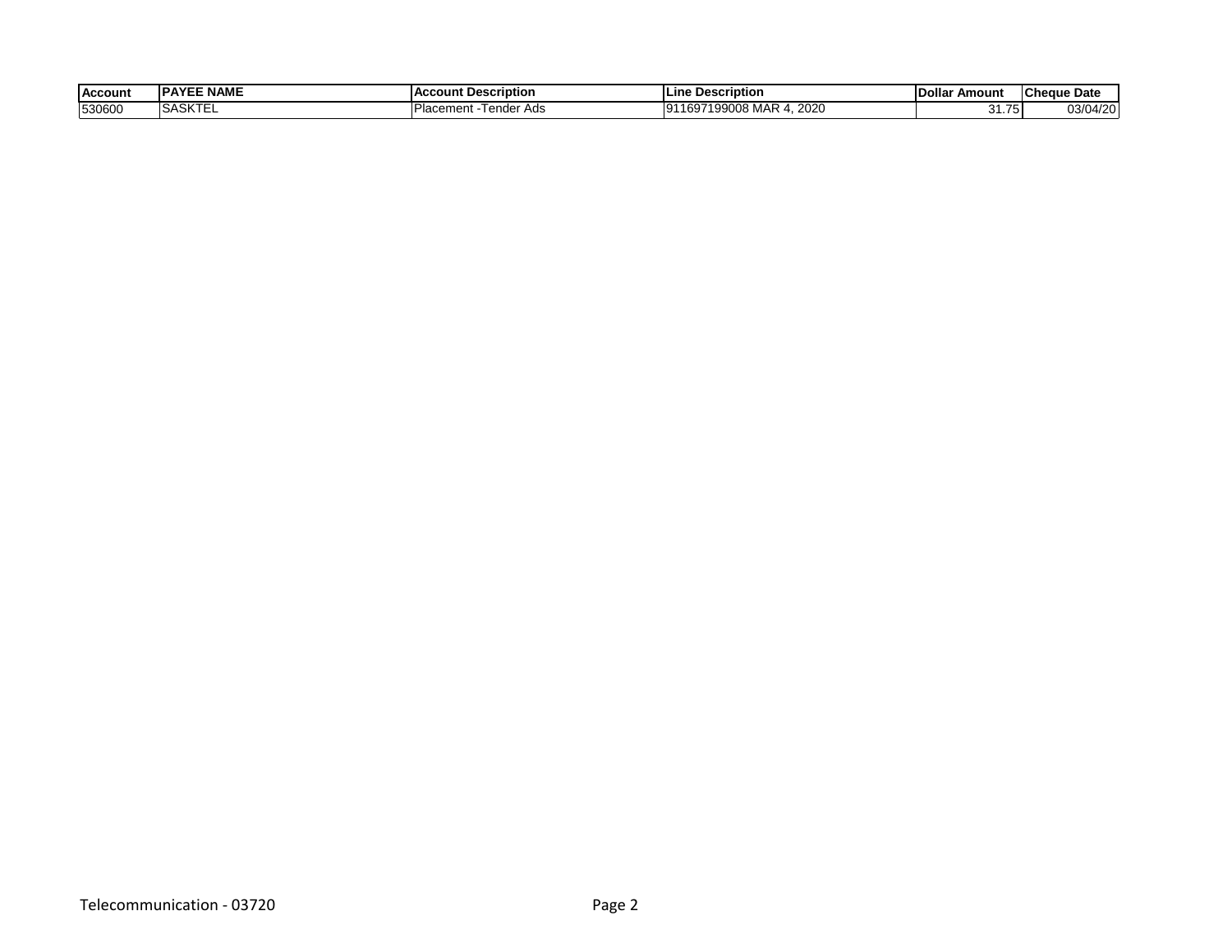| Account | PAYEE NAME | Account Description | Line Description | Dollar Amount | Cheque Date |
|---|---|---|---|---|---|
| 530600 | SASKTEL | Placement -Tender Ads | 911697199008 MAR 4, 2020 | 31.75 | 03/04/20 |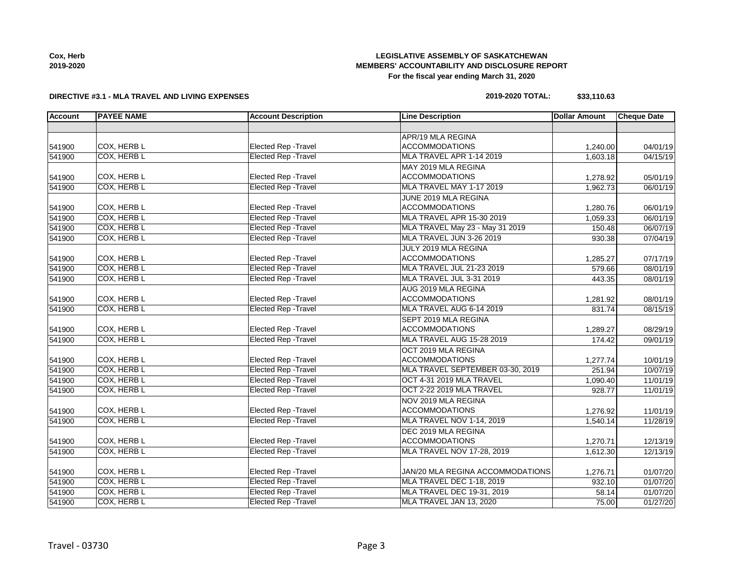**Cox, Herb**
**2019-2020**

**LEGISLATIVE ASSEMBLY OF SASKATCHEWAN**
**MEMBERS' ACCOUNTABILITY AND DISCLOSURE REPORT**
**For the fiscal year ending March 31, 2020**

**DIRECTIVE #3.1 - MLA TRAVEL AND LIVING EXPENSES**

**2019-2020 TOTAL: $33,110.63**

| Account | PAYEE NAME | Account Description | Line Description | Dollar Amount | Cheque Date |
|---|---|---|---|---|---|
| | | | | | |
| 541900 | COX, HERB L | Elected Rep -Travel | APR/19 MLA REGINA ACCOMMODATIONS | 1,240.00 | 04/01/19 |
| 541900 | COX, HERB L | Elected Rep -Travel | MLA TRAVEL APR 1-14 2019 | 1,603.18 | 04/15/19 |
| 541900 | COX, HERB L | Elected Rep -Travel | MAY 2019 MLA REGINA ACCOMMODATIONS | 1,278.92 | 05/01/19 |
| 541900 | COX, HERB L | Elected Rep -Travel | MLA TRAVEL MAY 1-17 2019 | 1,962.73 | 06/01/19 |
| 541900 | COX, HERB L | Elected Rep -Travel | JUNE 2019 MLA REGINA ACCOMMODATIONS | 1,280.76 | 06/01/19 |
| 541900 | COX, HERB L | Elected Rep -Travel | MLA TRAVEL APR 15-30 2019 | 1,059.33 | 06/01/19 |
| 541900 | COX, HERB L | Elected Rep -Travel | MLA TRAVEL May 23 - May 31 2019 | 150.48 | 06/07/19 |
| 541900 | COX, HERB L | Elected Rep -Travel | MLA TRAVEL JUN 3-26 2019 | 930.38 | 07/04/19 |
| 541900 | COX, HERB L | Elected Rep -Travel | JULY 2019 MLA REGINA ACCOMMODATIONS | 1,285.27 | 07/17/19 |
| 541900 | COX, HERB L | Elected Rep -Travel | MLA TRAVEL JUL 21-23 2019 | 579.66 | 08/01/19 |
| 541900 | COX, HERB L | Elected Rep -Travel | MLA TRAVEL JUL 3-31 2019 | 443.35 | 08/01/19 |
| 541900 | COX, HERB L | Elected Rep -Travel | AUG 2019 MLA REGINA ACCOMMODATIONS | 1,281.92 | 08/01/19 |
| 541900 | COX, HERB L | Elected Rep -Travel | MLA TRAVEL AUG 6-14 2019 | 831.74 | 08/15/19 |
| 541900 | COX, HERB L | Elected Rep -Travel | SEPT 2019 MLA REGINA ACCOMMODATIONS | 1,289.27 | 08/29/19 |
| 541900 | COX, HERB L | Elected Rep -Travel | MLA TRAVEL AUG 15-28 2019 | 174.42 | 09/01/19 |
| 541900 | COX, HERB L | Elected Rep -Travel | OCT 2019 MLA REGINA ACCOMMODATIONS | 1,277.74 | 10/01/19 |
| 541900 | COX, HERB L | Elected Rep -Travel | MLA TRAVEL SEPTEMBER 03-30, 2019 | 251.94 | 10/07/19 |
| 541900 | COX, HERB L | Elected Rep -Travel | OCT 4-31 2019 MLA TRAVEL | 1,090.40 | 11/01/19 |
| 541900 | COX, HERB L | Elected Rep -Travel | OCT 2-22 2019 MLA TRAVEL | 928.77 | 11/01/19 |
| 541900 | COX, HERB L | Elected Rep -Travel | NOV 2019 MLA REGINA ACCOMMODATIONS | 1,276.92 | 11/01/19 |
| 541900 | COX, HERB L | Elected Rep -Travel | MLA TRAVEL NOV 1-14, 2019 | 1,540.14 | 11/28/19 |
| 541900 | COX, HERB L | Elected Rep -Travel | DEC 2019 MLA REGINA ACCOMMODATIONS | 1,270.71 | 12/13/19 |
| 541900 | COX, HERB L | Elected Rep -Travel | MLA TRAVEL NOV 17-28, 2019 | 1,612.30 | 12/13/19 |
| 541900 | COX, HERB L | Elected Rep -Travel | JAN/20 MLA REGINA ACCOMMODATIONS | 1,276.71 | 01/07/20 |
| 541900 | COX, HERB L | Elected Rep -Travel | MLA TRAVEL DEC 1-18, 2019 | 932.10 | 01/07/20 |
| 541900 | COX, HERB L | Elected Rep -Travel | MLA TRAVEL DEC 19-31, 2019 | 58.14 | 01/07/20 |
| 541900 | COX, HERB L | Elected Rep -Travel | MLA TRAVEL JAN 13, 2020 | 75.00 | 01/27/20 |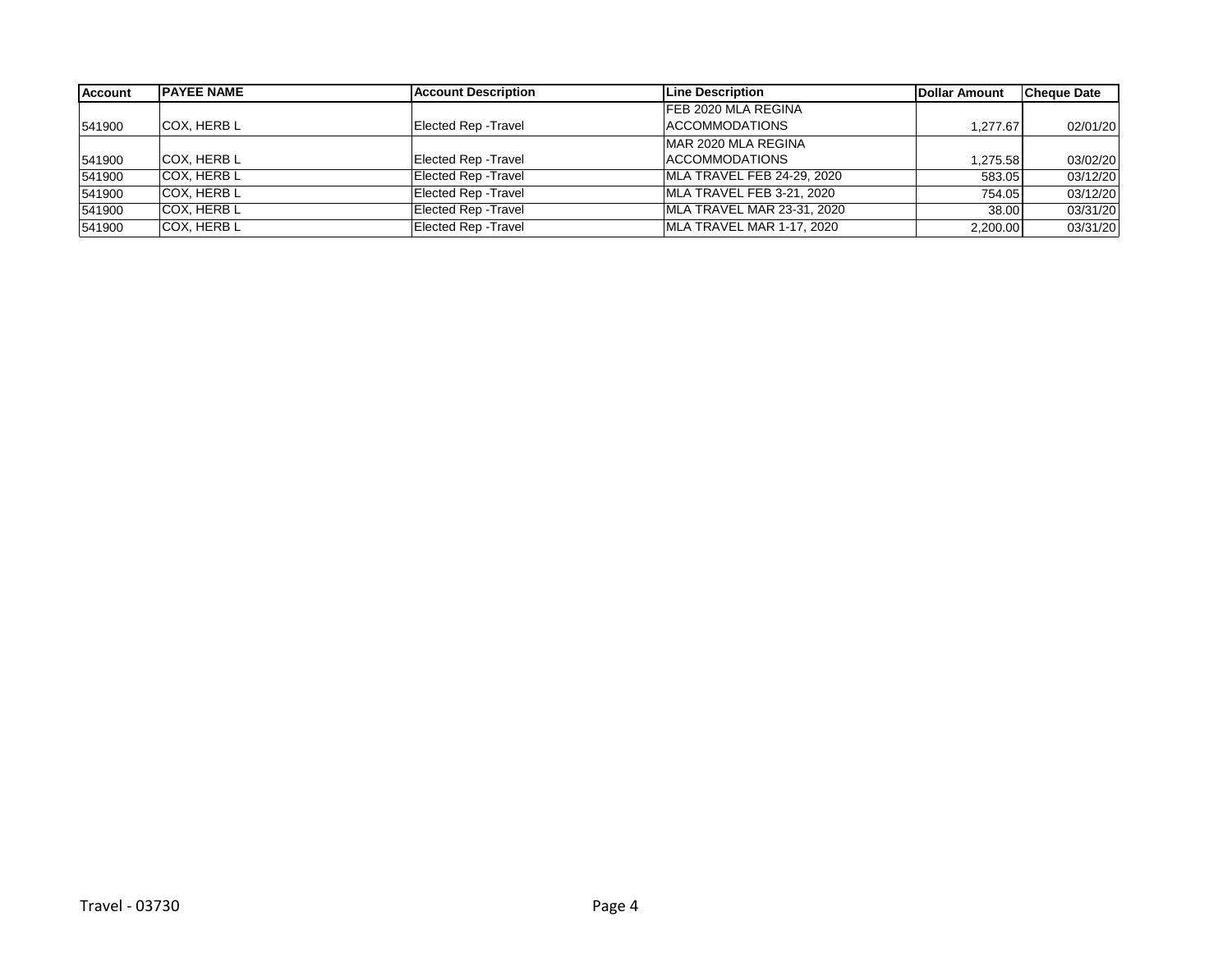| Account | PAYEE NAME | Account Description | Line Description | Dollar Amount | Cheque Date |
| --- | --- | --- | --- | --- | --- |
| 541900 | COX, HERB L | Elected Rep -Travel | FEB 2020 MLA REGINA ACCOMMODATIONS | 1,277.67 | 02/01/20 |
| 541900 | COX, HERB L | Elected Rep -Travel | MAR 2020 MLA REGINA ACCOMMODATIONS | 1,275.58 | 03/02/20 |
| 541900 | COX, HERB L | Elected Rep -Travel | MLA TRAVEL FEB 24-29, 2020 | 583.05 | 03/12/20 |
| 541900 | COX, HERB L | Elected Rep -Travel | MLA TRAVEL FEB 3-21, 2020 | 754.05 | 03/12/20 |
| 541900 | COX, HERB L | Elected Rep -Travel | MLA TRAVEL MAR 23-31, 2020 | 38.00 | 03/31/20 |
| 541900 | COX, HERB L | Elected Rep -Travel | MLA TRAVEL MAR 1-17, 2020 | 2,200.00 | 03/31/20 |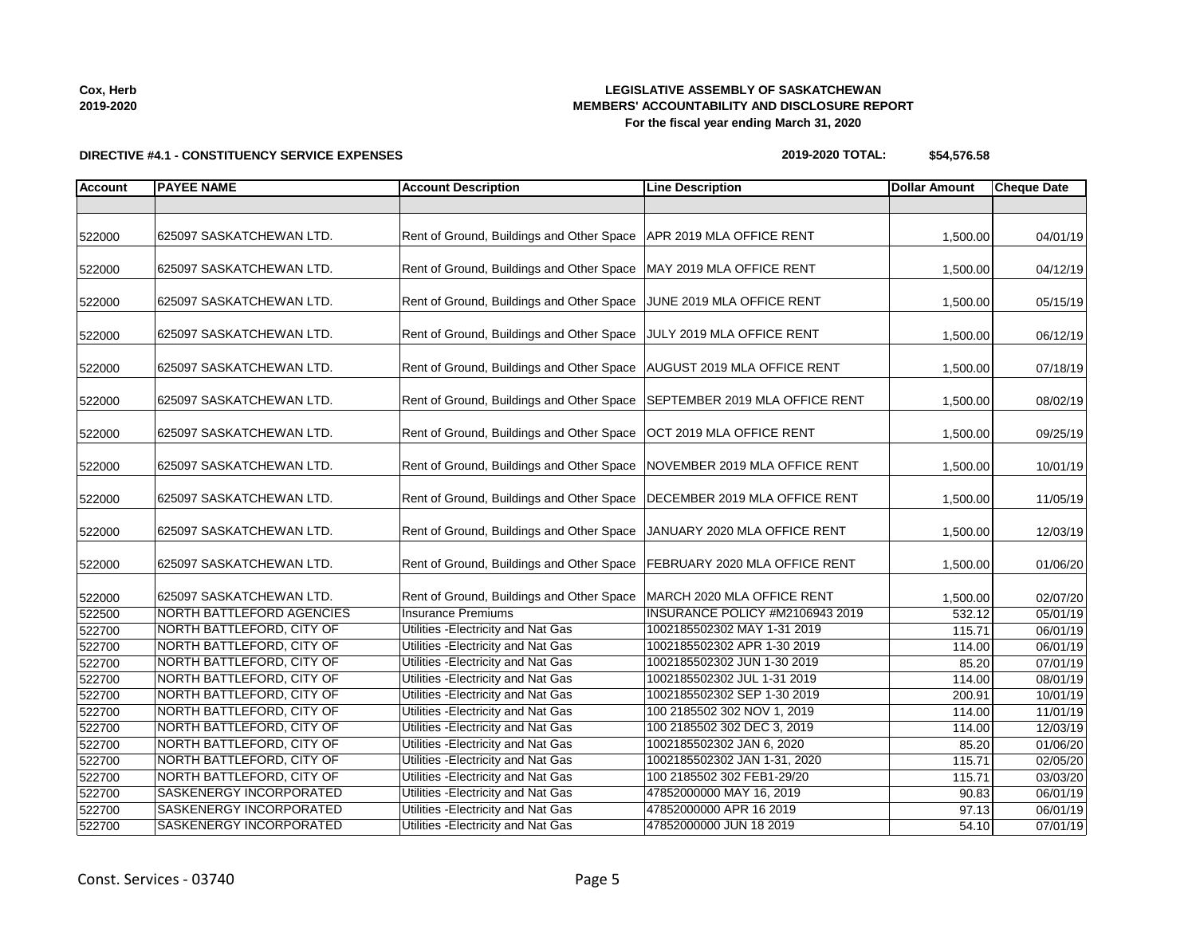Cox, Herb
2019-2020

**LEGISLATIVE ASSEMBLY OF SASKATCHEWAN**
**MEMBERS' ACCOUNTABILITY AND DISCLOSURE REPORT**
**For the fiscal year ending March 31, 2020**

**DIRECTIVE #4.1 - CONSTITUENCY SERVICE EXPENSES**

**2019-2020 TOTAL: $54,576.58**

| Account | PAYEE NAME | Account Description | Line Description | Dollar Amount | Cheque Date |
|---|---|---|---|---|---|
| | | | | | |
| 522000 | 625097 SASKATCHEWAN LTD. | Rent of Ground, Buildings and Other Space | APR 2019 MLA OFFICE RENT | 1,500.00 | 04/01/19 |
| 522000 | 625097 SASKATCHEWAN LTD. | Rent of Ground, Buildings and Other Space | MAY 2019 MLA OFFICE RENT | 1,500.00 | 04/12/19 |
| 522000 | 625097 SASKATCHEWAN LTD. | Rent of Ground, Buildings and Other Space | JUNE 2019 MLA OFFICE RENT | 1,500.00 | 05/15/19 |
| 522000 | 625097 SASKATCHEWAN LTD. | Rent of Ground, Buildings and Other Space | JULY 2019 MLA OFFICE RENT | 1,500.00 | 06/12/19 |
| 522000 | 625097 SASKATCHEWAN LTD. | Rent of Ground, Buildings and Other Space | AUGUST 2019 MLA OFFICE RENT | 1,500.00 | 07/18/19 |
| 522000 | 625097 SASKATCHEWAN LTD. | Rent of Ground, Buildings and Other Space | SEPTEMBER 2019 MLA OFFICE RENT | 1,500.00 | 08/02/19 |
| 522000 | 625097 SASKATCHEWAN LTD. | Rent of Ground, Buildings and Other Space | OCT 2019 MLA OFFICE RENT | 1,500.00 | 09/25/19 |
| 522000 | 625097 SASKATCHEWAN LTD. | Rent of Ground, Buildings and Other Space | NOVEMBER 2019 MLA OFFICE RENT | 1,500.00 | 10/01/19 |
| 522000 | 625097 SASKATCHEWAN LTD. | Rent of Ground, Buildings and Other Space | DECEMBER 2019 MLA OFFICE RENT | 1,500.00 | 11/05/19 |
| 522000 | 625097 SASKATCHEWAN LTD. | Rent of Ground, Buildings and Other Space | JANUARY 2020 MLA OFFICE RENT | 1,500.00 | 12/03/19 |
| 522000 | 625097 SASKATCHEWAN LTD. | Rent of Ground, Buildings and Other Space | FEBRUARY 2020 MLA OFFICE RENT | 1,500.00 | 01/06/20 |
| 522000 | 625097 SASKATCHEWAN LTD. | Rent of Ground, Buildings and Other Space | MARCH 2020 MLA OFFICE RENT | 1,500.00 | 02/07/20 |
| 522500 | NORTH BATTLEFORD AGENCIES | Insurance Premiums | INSURANCE POLICY #M2106943 2019 | 532.12 | 05/01/19 |
| 522700 | NORTH BATTLEFORD, CITY OF | Utilities -Electricity and Nat Gas | 1002185502302 MAY 1-31 2019 | 115.71 | 06/01/19 |
| 522700 | NORTH BATTLEFORD, CITY OF | Utilities -Electricity and Nat Gas | 1002185502302 APR 1-30 2019 | 114.00 | 06/01/19 |
| 522700 | NORTH BATTLEFORD, CITY OF | Utilities -Electricity and Nat Gas | 1002185502302 JUN 1-30 2019 | 85.20 | 07/01/19 |
| 522700 | NORTH BATTLEFORD, CITY OF | Utilities -Electricity and Nat Gas | 1002185502302 JUL 1-31 2019 | 114.00 | 08/01/19 |
| 522700 | NORTH BATTLEFORD, CITY OF | Utilities -Electricity and Nat Gas | 1002185502302 SEP 1-30 2019 | 200.91 | 10/01/19 |
| 522700 | NORTH BATTLEFORD, CITY OF | Utilities -Electricity and Nat Gas | 100 2185502 302 NOV 1, 2019 | 114.00 | 11/01/19 |
| 522700 | NORTH BATTLEFORD, CITY OF | Utilities -Electricity and Nat Gas | 100 2185502 302 DEC 3, 2019 | 114.00 | 12/03/19 |
| 522700 | NORTH BATTLEFORD, CITY OF | Utilities -Electricity and Nat Gas | 1002185502302 JAN 6, 2020 | 85.20 | 01/06/20 |
| 522700 | NORTH BATTLEFORD, CITY OF | Utilities -Electricity and Nat Gas | 1002185502302 JAN 1-31, 2020 | 115.71 | 02/05/20 |
| 522700 | NORTH BATTLEFORD, CITY OF | Utilities -Electricity and Nat Gas | 100 2185502 302 FEB1-29/20 | 115.71 | 03/03/20 |
| 522700 | SASKENERGY INCORPORATED | Utilities -Electricity and Nat Gas | 47852000000 MAY 16, 2019 | 90.83 | 06/01/19 |
| 522700 | SASKENERGY INCORPORATED | Utilities -Electricity and Nat Gas | 47852000000 APR 16 2019 | 97.13 | 06/01/19 |
| 522700 | SASKENERGY INCORPORATED | Utilities -Electricity and Nat Gas | 47852000000 JUN 18 2019 | 54.10 | 07/01/19 |

Const. Services - 03740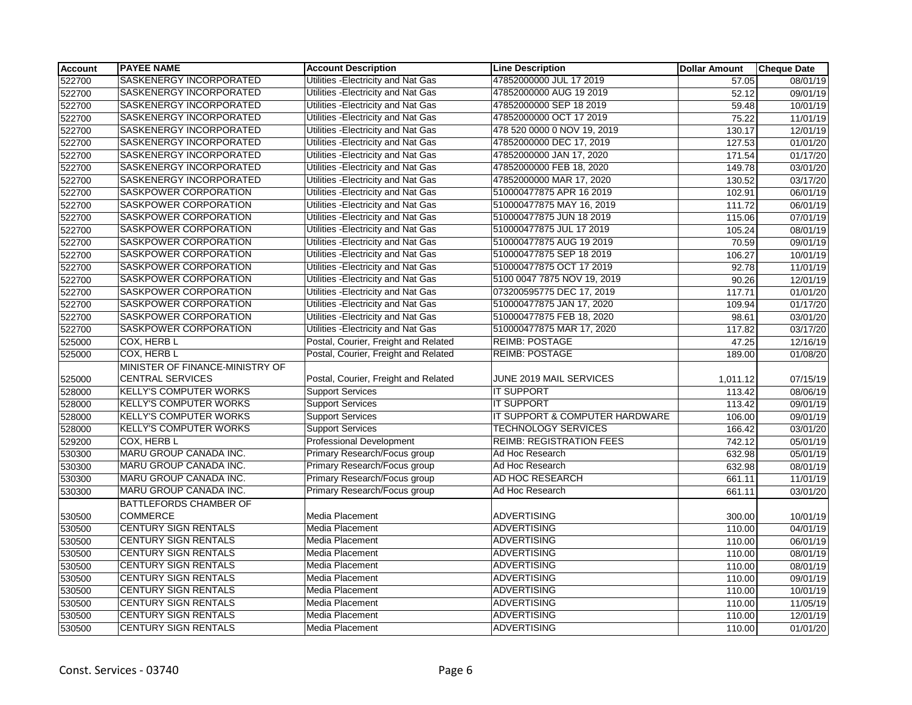| Account | PAYEE NAME | Account Description | Line Description | Dollar Amount | Cheque Date |
|---|---|---|---|---|---|
| 522700 | SASKENERGY INCORPORATED | Utilities -Electricity and Nat Gas | 47852000000 JUL 17 2019 | 57.05 | 08/01/19 |
| 522700 | SASKENERGY INCORPORATED | Utilities -Electricity and Nat Gas | 47852000000 AUG 19 2019 | 52.12 | 09/01/19 |
| 522700 | SASKENERGY INCORPORATED | Utilities -Electricity and Nat Gas | 47852000000 SEP 18 2019 | 59.48 | 10/01/19 |
| 522700 | SASKENERGY INCORPORATED | Utilities -Electricity and Nat Gas | 47852000000 OCT 17 2019 | 75.22 | 11/01/19 |
| 522700 | SASKENERGY INCORPORATED | Utilities -Electricity and Nat Gas | 478 520 0000 0 NOV 19, 2019 | 130.17 | 12/01/19 |
| 522700 | SASKENERGY INCORPORATED | Utilities -Electricity and Nat Gas | 47852000000 DEC 17, 2019 | 127.53 | 01/01/20 |
| 522700 | SASKENERGY INCORPORATED | Utilities -Electricity and Nat Gas | 47852000000 JAN 17, 2020 | 171.54 | 01/17/20 |
| 522700 | SASKENERGY INCORPORATED | Utilities -Electricity and Nat Gas | 47852000000 FEB 18, 2020 | 149.78 | 03/01/20 |
| 522700 | SASKENERGY INCORPORATED | Utilities -Electricity and Nat Gas | 47852000000 MAR 17, 2020 | 130.52 | 03/17/20 |
| 522700 | SASKPOWER CORPORATION | Utilities -Electricity and Nat Gas | 510000477875 APR 16 2019 | 102.91 | 06/01/19 |
| 522700 | SASKPOWER CORPORATION | Utilities -Electricity and Nat Gas | 510000477875 MAY 16, 2019 | 111.72 | 06/01/19 |
| 522700 | SASKPOWER CORPORATION | Utilities -Electricity and Nat Gas | 510000477875 JUN 18 2019 | 115.06 | 07/01/19 |
| 522700 | SASKPOWER CORPORATION | Utilities -Electricity and Nat Gas | 510000477875 JUL 17 2019 | 105.24 | 08/01/19 |
| 522700 | SASKPOWER CORPORATION | Utilities -Electricity and Nat Gas | 510000477875 AUG 19 2019 | 70.59 | 09/01/19 |
| 522700 | SASKPOWER CORPORATION | Utilities -Electricity and Nat Gas | 510000477875 SEP 18 2019 | 106.27 | 10/01/19 |
| 522700 | SASKPOWER CORPORATION | Utilities -Electricity and Nat Gas | 510000477875 OCT 17 2019 | 92.78 | 11/01/19 |
| 522700 | SASKPOWER CORPORATION | Utilities -Electricity and Nat Gas | 5100 0047 7875 NOV 19, 2019 | 90.26 | 12/01/19 |
| 522700 | SASKPOWER CORPORATION | Utilities -Electricity and Nat Gas | 073200595775 DEC 17, 2019 | 117.71 | 01/01/20 |
| 522700 | SASKPOWER CORPORATION | Utilities -Electricity and Nat Gas | 510000477875 JAN 17, 2020 | 109.94 | 01/17/20 |
| 522700 | SASKPOWER CORPORATION | Utilities -Electricity and Nat Gas | 510000477875 FEB 18, 2020 | 98.61 | 03/01/20 |
| 522700 | SASKPOWER CORPORATION | Utilities -Electricity and Nat Gas | 510000477875 MAR 17, 2020 | 117.82 | 03/17/20 |
| 525000 | COX, HERB L | Postal, Courier, Freight and Related | REIMB: POSTAGE | 47.25 | 12/16/19 |
| 525000 | COX, HERB L | Postal, Courier, Freight and Related | REIMB: POSTAGE | 189.00 | 01/08/20 |
| 525000 | MINISTER OF FINANCE-MINISTRY OF CENTRAL SERVICES | Postal, Courier, Freight and Related | JUNE 2019 MAIL SERVICES | 1,011.12 | 07/15/19 |
| 528000 | KELLY'S COMPUTER WORKS | Support Services | IT SUPPORT | 113.42 | 08/06/19 |
| 528000 | KELLY'S COMPUTER WORKS | Support Services | IT SUPPORT | 113.42 | 09/01/19 |
| 528000 | KELLY'S COMPUTER WORKS | Support Services | IT SUPPORT & COMPUTER HARDWARE | 106.00 | 09/01/19 |
| 528000 | KELLY'S COMPUTER WORKS | Support Services | TECHNOLOGY SERVICES | 166.42 | 03/01/20 |
| 529200 | COX, HERB L | Professional Development | REIMB: REGISTRATION FEES | 742.12 | 05/01/19 |
| 530300 | MARU GROUP CANADA INC. | Primary Research/Focus group | Ad Hoc Research | 632.98 | 05/01/19 |
| 530300 | MARU GROUP CANADA INC. | Primary Research/Focus group | Ad Hoc Research | 632.98 | 08/01/19 |
| 530300 | MARU GROUP CANADA INC. | Primary Research/Focus group | AD HOC RESEARCH | 661.11 | 11/01/19 |
| 530300 | MARU GROUP CANADA INC. | Primary Research/Focus group | Ad Hoc Research | 661.11 | 03/01/20 |
| 530500 | BATTLEFORDS CHAMBER OF COMMERCE | Media Placement | ADVERTISING | 300.00 | 10/01/19 |
| 530500 | CENTURY SIGN RENTALS | Media Placement | ADVERTISING | 110.00 | 04/01/19 |
| 530500 | CENTURY SIGN RENTALS | Media Placement | ADVERTISING | 110.00 | 06/01/19 |
| 530500 | CENTURY SIGN RENTALS | Media Placement | ADVERTISING | 110.00 | 08/01/19 |
| 530500 | CENTURY SIGN RENTALS | Media Placement | ADVERTISING | 110.00 | 08/01/19 |
| 530500 | CENTURY SIGN RENTALS | Media Placement | ADVERTISING | 110.00 | 09/01/19 |
| 530500 | CENTURY SIGN RENTALS | Media Placement | ADVERTISING | 110.00 | 10/01/19 |
| 530500 | CENTURY SIGN RENTALS | Media Placement | ADVERTISING | 110.00 | 11/05/19 |
| 530500 | CENTURY SIGN RENTALS | Media Placement | ADVERTISING | 110.00 | 12/01/19 |
| 530500 | CENTURY SIGN RENTALS | Media Placement | ADVERTISING | 110.00 | 01/01/20 |

Const. Services - 03740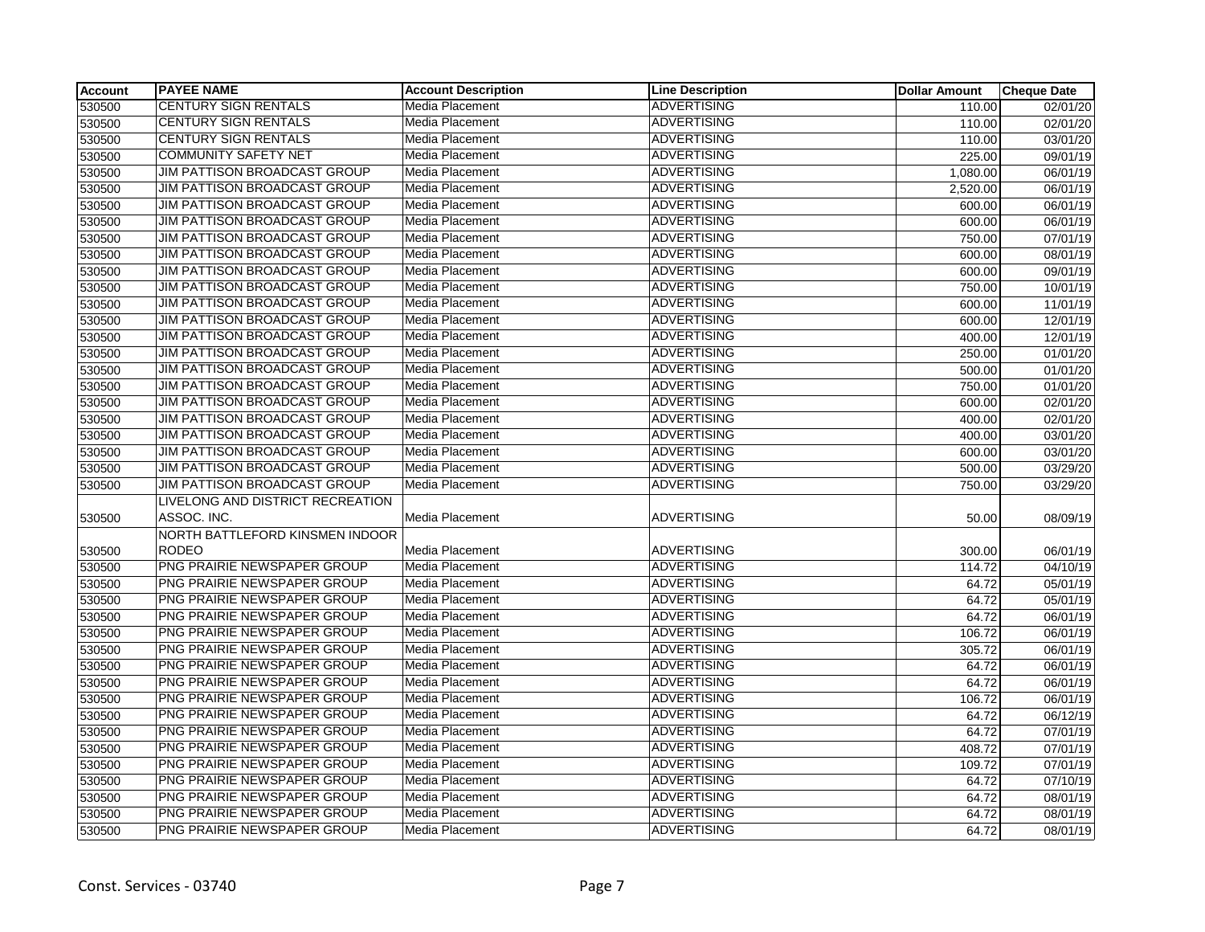| Account | PAYEE NAME | Account Description | Line Description | Dollar Amount | Cheque Date |
|---|---|---|---|---|---|
| 530500 | CENTURY SIGN RENTALS | Media Placement | ADVERTISING | 110.00 | 02/01/20 |
| 530500 | CENTURY SIGN RENTALS | Media Placement | ADVERTISING | 110.00 | 02/01/20 |
| 530500 | CENTURY SIGN RENTALS | Media Placement | ADVERTISING | 110.00 | 03/01/20 |
| 530500 | COMMUNITY SAFETY NET | Media Placement | ADVERTISING | 225.00 | 09/01/19 |
| 530500 | JIM PATTISON BROADCAST GROUP | Media Placement | ADVERTISING | 1,080.00 | 06/01/19 |
| 530500 | JIM PATTISON BROADCAST GROUP | Media Placement | ADVERTISING | 2,520.00 | 06/01/19 |
| 530500 | JIM PATTISON BROADCAST GROUP | Media Placement | ADVERTISING | 600.00 | 06/01/19 |
| 530500 | JIM PATTISON BROADCAST GROUP | Media Placement | ADVERTISING | 600.00 | 06/01/19 |
| 530500 | JIM PATTISON BROADCAST GROUP | Media Placement | ADVERTISING | 750.00 | 07/01/19 |
| 530500 | JIM PATTISON BROADCAST GROUP | Media Placement | ADVERTISING | 600.00 | 08/01/19 |
| 530500 | JIM PATTISON BROADCAST GROUP | Media Placement | ADVERTISING | 600.00 | 09/01/19 |
| 530500 | JIM PATTISON BROADCAST GROUP | Media Placement | ADVERTISING | 750.00 | 10/01/19 |
| 530500 | JIM PATTISON BROADCAST GROUP | Media Placement | ADVERTISING | 600.00 | 11/01/19 |
| 530500 | JIM PATTISON BROADCAST GROUP | Media Placement | ADVERTISING | 600.00 | 12/01/19 |
| 530500 | JIM PATTISON BROADCAST GROUP | Media Placement | ADVERTISING | 400.00 | 12/01/19 |
| 530500 | JIM PATTISON BROADCAST GROUP | Media Placement | ADVERTISING | 250.00 | 01/01/20 |
| 530500 | JIM PATTISON BROADCAST GROUP | Media Placement | ADVERTISING | 500.00 | 01/01/20 |
| 530500 | JIM PATTISON BROADCAST GROUP | Media Placement | ADVERTISING | 750.00 | 01/01/20 |
| 530500 | JIM PATTISON BROADCAST GROUP | Media Placement | ADVERTISING | 600.00 | 02/01/20 |
| 530500 | JIM PATTISON BROADCAST GROUP | Media Placement | ADVERTISING | 400.00 | 02/01/20 |
| 530500 | JIM PATTISON BROADCAST GROUP | Media Placement | ADVERTISING | 400.00 | 03/01/20 |
| 530500 | JIM PATTISON BROADCAST GROUP | Media Placement | ADVERTISING | 600.00 | 03/01/20 |
| 530500 | JIM PATTISON BROADCAST GROUP | Media Placement | ADVERTISING | 500.00 | 03/29/20 |
| 530500 | JIM PATTISON BROADCAST GROUP | Media Placement | ADVERTISING | 750.00 | 03/29/20 |
| 530500 | LIVELONG AND DISTRICT RECREATION ASSOC. INC. | Media Placement | ADVERTISING | 50.00 | 08/09/19 |
| 530500 | NORTH BATTLEFORD KINSMEN INDOOR RODEO | Media Placement | ADVERTISING | 300.00 | 06/01/19 |
| 530500 | PNG PRAIRIE NEWSPAPER GROUP | Media Placement | ADVERTISING | 114.72 | 04/10/19 |
| 530500 | PNG PRAIRIE NEWSPAPER GROUP | Media Placement | ADVERTISING | 64.72 | 05/01/19 |
| 530500 | PNG PRAIRIE NEWSPAPER GROUP | Media Placement | ADVERTISING | 64.72 | 05/01/19 |
| 530500 | PNG PRAIRIE NEWSPAPER GROUP | Media Placement | ADVERTISING | 64.72 | 06/01/19 |
| 530500 | PNG PRAIRIE NEWSPAPER GROUP | Media Placement | ADVERTISING | 106.72 | 06/01/19 |
| 530500 | PNG PRAIRIE NEWSPAPER GROUP | Media Placement | ADVERTISING | 305.72 | 06/01/19 |
| 530500 | PNG PRAIRIE NEWSPAPER GROUP | Media Placement | ADVERTISING | 64.72 | 06/01/19 |
| 530500 | PNG PRAIRIE NEWSPAPER GROUP | Media Placement | ADVERTISING | 64.72 | 06/01/19 |
| 530500 | PNG PRAIRIE NEWSPAPER GROUP | Media Placement | ADVERTISING | 106.72 | 06/01/19 |
| 530500 | PNG PRAIRIE NEWSPAPER GROUP | Media Placement | ADVERTISING | 64.72 | 06/12/19 |
| 530500 | PNG PRAIRIE NEWSPAPER GROUP | Media Placement | ADVERTISING | 64.72 | 07/01/19 |
| 530500 | PNG PRAIRIE NEWSPAPER GROUP | Media Placement | ADVERTISING | 408.72 | 07/01/19 |
| 530500 | PNG PRAIRIE NEWSPAPER GROUP | Media Placement | ADVERTISING | 109.72 | 07/01/19 |
| 530500 | PNG PRAIRIE NEWSPAPER GROUP | Media Placement | ADVERTISING | 64.72 | 07/10/19 |
| 530500 | PNG PRAIRIE NEWSPAPER GROUP | Media Placement | ADVERTISING | 64.72 | 08/01/19 |
| 530500 | PNG PRAIRIE NEWSPAPER GROUP | Media Placement | ADVERTISING | 64.72 | 08/01/19 |
| 530500 | PNG PRAIRIE NEWSPAPER GROUP | Media Placement | ADVERTISING | 64.72 | 08/01/19 |

Const. Services - 03740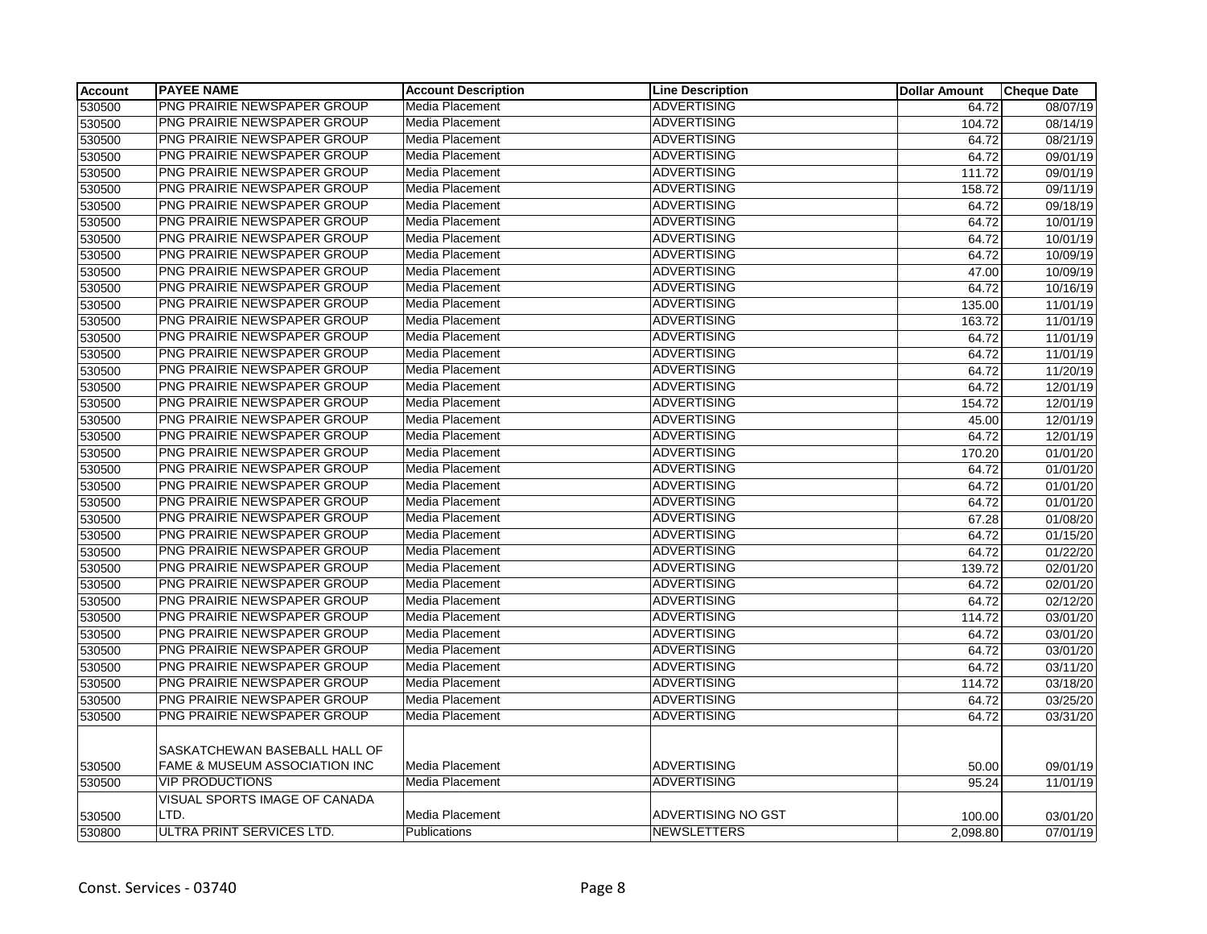| Account | PAYEE NAME | Account Description | Line Description | Dollar Amount | Cheque Date |
|---|---|---|---|---|---|
| 530500 | PNG PRAIRIE NEWSPAPER GROUP | Media Placement | ADVERTISING | 64.72 | 08/07/19 |
| 530500 | PNG PRAIRIE NEWSPAPER GROUP | Media Placement | ADVERTISING | 104.72 | 08/14/19 |
| 530500 | PNG PRAIRIE NEWSPAPER GROUP | Media Placement | ADVERTISING | 64.72 | 08/21/19 |
| 530500 | PNG PRAIRIE NEWSPAPER GROUP | Media Placement | ADVERTISING | 64.72 | 09/01/19 |
| 530500 | PNG PRAIRIE NEWSPAPER GROUP | Media Placement | ADVERTISING | 111.72 | 09/01/19 |
| 530500 | PNG PRAIRIE NEWSPAPER GROUP | Media Placement | ADVERTISING | 158.72 | 09/11/19 |
| 530500 | PNG PRAIRIE NEWSPAPER GROUP | Media Placement | ADVERTISING | 64.72 | 09/18/19 |
| 530500 | PNG PRAIRIE NEWSPAPER GROUP | Media Placement | ADVERTISING | 64.72 | 10/01/19 |
| 530500 | PNG PRAIRIE NEWSPAPER GROUP | Media Placement | ADVERTISING | 64.72 | 10/01/19 |
| 530500 | PNG PRAIRIE NEWSPAPER GROUP | Media Placement | ADVERTISING | 64.72 | 10/09/19 |
| 530500 | PNG PRAIRIE NEWSPAPER GROUP | Media Placement | ADVERTISING | 47.00 | 10/09/19 |
| 530500 | PNG PRAIRIE NEWSPAPER GROUP | Media Placement | ADVERTISING | 64.72 | 10/16/19 |
| 530500 | PNG PRAIRIE NEWSPAPER GROUP | Media Placement | ADVERTISING | 135.00 | 11/01/19 |
| 530500 | PNG PRAIRIE NEWSPAPER GROUP | Media Placement | ADVERTISING | 163.72 | 11/01/19 |
| 530500 | PNG PRAIRIE NEWSPAPER GROUP | Media Placement | ADVERTISING | 64.72 | 11/01/19 |
| 530500 | PNG PRAIRIE NEWSPAPER GROUP | Media Placement | ADVERTISING | 64.72 | 11/01/19 |
| 530500 | PNG PRAIRIE NEWSPAPER GROUP | Media Placement | ADVERTISING | 64.72 | 11/20/19 |
| 530500 | PNG PRAIRIE NEWSPAPER GROUP | Media Placement | ADVERTISING | 64.72 | 12/01/19 |
| 530500 | PNG PRAIRIE NEWSPAPER GROUP | Media Placement | ADVERTISING | 154.72 | 12/01/19 |
| 530500 | PNG PRAIRIE NEWSPAPER GROUP | Media Placement | ADVERTISING | 45.00 | 12/01/19 |
| 530500 | PNG PRAIRIE NEWSPAPER GROUP | Media Placement | ADVERTISING | 64.72 | 12/01/19 |
| 530500 | PNG PRAIRIE NEWSPAPER GROUP | Media Placement | ADVERTISING | 170.20 | 01/01/20 |
| 530500 | PNG PRAIRIE NEWSPAPER GROUP | Media Placement | ADVERTISING | 64.72 | 01/01/20 |
| 530500 | PNG PRAIRIE NEWSPAPER GROUP | Media Placement | ADVERTISING | 64.72 | 01/01/20 |
| 530500 | PNG PRAIRIE NEWSPAPER GROUP | Media Placement | ADVERTISING | 64.72 | 01/01/20 |
| 530500 | PNG PRAIRIE NEWSPAPER GROUP | Media Placement | ADVERTISING | 67.28 | 01/08/20 |
| 530500 | PNG PRAIRIE NEWSPAPER GROUP | Media Placement | ADVERTISING | 64.72 | 01/15/20 |
| 530500 | PNG PRAIRIE NEWSPAPER GROUP | Media Placement | ADVERTISING | 64.72 | 01/22/20 |
| 530500 | PNG PRAIRIE NEWSPAPER GROUP | Media Placement | ADVERTISING | 139.72 | 02/01/20 |
| 530500 | PNG PRAIRIE NEWSPAPER GROUP | Media Placement | ADVERTISING | 64.72 | 02/01/20 |
| 530500 | PNG PRAIRIE NEWSPAPER GROUP | Media Placement | ADVERTISING | 64.72 | 02/12/20 |
| 530500 | PNG PRAIRIE NEWSPAPER GROUP | Media Placement | ADVERTISING | 114.72 | 03/01/20 |
| 530500 | PNG PRAIRIE NEWSPAPER GROUP | Media Placement | ADVERTISING | 64.72 | 03/01/20 |
| 530500 | PNG PRAIRIE NEWSPAPER GROUP | Media Placement | ADVERTISING | 64.72 | 03/01/20 |
| 530500 | PNG PRAIRIE NEWSPAPER GROUP | Media Placement | ADVERTISING | 64.72 | 03/11/20 |
| 530500 | PNG PRAIRIE NEWSPAPER GROUP | Media Placement | ADVERTISING | 114.72 | 03/18/20 |
| 530500 | PNG PRAIRIE NEWSPAPER GROUP | Media Placement | ADVERTISING | 64.72 | 03/25/20 |
| 530500 | PNG PRAIRIE NEWSPAPER GROUP | Media Placement | ADVERTISING | 64.72 | 03/31/20 |
| 530500 | SASKATCHEWAN BASEBALL HALL OF FAME & MUSEUM ASSOCIATION INC | Media Placement | ADVERTISING | 50.00 | 09/01/19 |
| 530500 | VIP PRODUCTIONS | Media Placement | ADVERTISING | 95.24 | 11/01/19 |
| 530500 | VISUAL SPORTS IMAGE OF CANADA LTD. | Media Placement | ADVERTISING NO GST | 100.00 | 03/01/20 |
| 530800 | ULTRA PRINT SERVICES LTD. | Publications | NEWSLETTERS | 2,098.80 | 07/01/19 |

Const. Services - 03740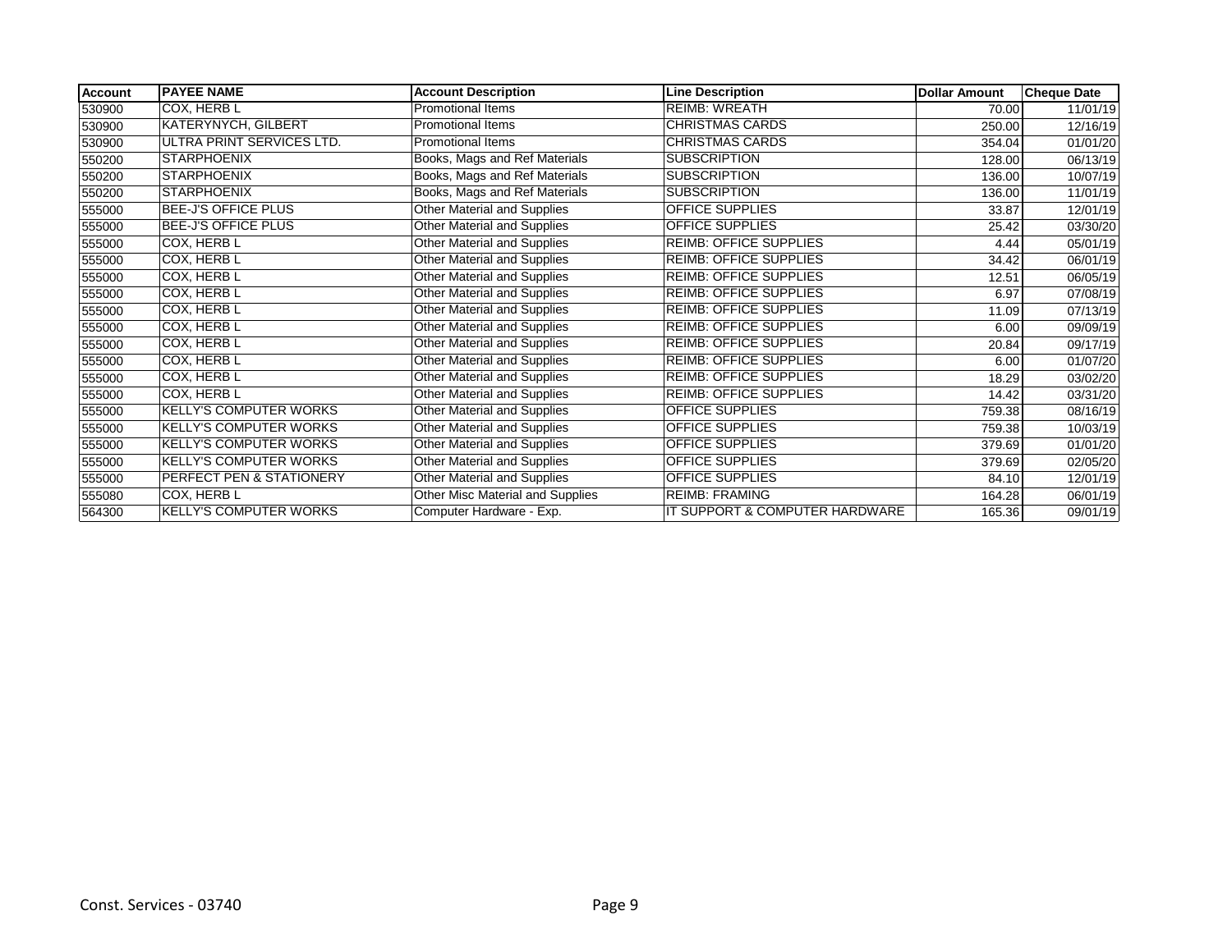| Account | PAYEE NAME | Account Description | Line Description | Dollar Amount | Cheque Date |
|---|---|---|---|---|---|
| 530900 | COX, HERB L | Promotional Items | REIMB: WREATH | 70.00 | 11/01/19 |
| 530900 | KATERYNYCH, GILBERT | Promotional Items | CHRISTMAS CARDS | 250.00 | 12/16/19 |
| 530900 | ULTRA PRINT SERVICES LTD. | Promotional Items | CHRISTMAS CARDS | 354.04 | 01/01/20 |
| 550200 | STARPHOENIX | Books, Mags and Ref Materials | SUBSCRIPTION | 128.00 | 06/13/19 |
| 550200 | STARPHOENIX | Books, Mags and Ref Materials | SUBSCRIPTION | 136.00 | 10/07/19 |
| 550200 | STARPHOENIX | Books, Mags and Ref Materials | SUBSCRIPTION | 136.00 | 11/01/19 |
| 555000 | BEE-J'S OFFICE PLUS | Other Material and Supplies | OFFICE SUPPLIES | 33.87 | 12/01/19 |
| 555000 | BEE-J'S OFFICE PLUS | Other Material and Supplies | OFFICE SUPPLIES | 25.42 | 03/30/20 |
| 555000 | COX, HERB L | Other Material and Supplies | REIMB: OFFICE SUPPLIES | 4.44 | 05/01/19 |
| 555000 | COX, HERB L | Other Material and Supplies | REIMB: OFFICE SUPPLIES | 34.42 | 06/01/19 |
| 555000 | COX, HERB L | Other Material and Supplies | REIMB: OFFICE SUPPLIES | 12.51 | 06/05/19 |
| 555000 | COX, HERB L | Other Material and Supplies | REIMB: OFFICE SUPPLIES | 6.97 | 07/08/19 |
| 555000 | COX, HERB L | Other Material and Supplies | REIMB: OFFICE SUPPLIES | 11.09 | 07/13/19 |
| 555000 | COX, HERB L | Other Material and Supplies | REIMB: OFFICE SUPPLIES | 6.00 | 09/09/19 |
| 555000 | COX, HERB L | Other Material and Supplies | REIMB: OFFICE SUPPLIES | 20.84 | 09/17/19 |
| 555000 | COX, HERB L | Other Material and Supplies | REIMB: OFFICE SUPPLIES | 6.00 | 01/07/20 |
| 555000 | COX, HERB L | Other Material and Supplies | REIMB: OFFICE SUPPLIES | 18.29 | 03/02/20 |
| 555000 | COX, HERB L | Other Material and Supplies | REIMB: OFFICE SUPPLIES | 14.42 | 03/31/20 |
| 555000 | KELLY'S COMPUTER WORKS | Other Material and Supplies | OFFICE SUPPLIES | 759.38 | 08/16/19 |
| 555000 | KELLY'S COMPUTER WORKS | Other Material and Supplies | OFFICE SUPPLIES | 759.38 | 10/03/19 |
| 555000 | KELLY'S COMPUTER WORKS | Other Material and Supplies | OFFICE SUPPLIES | 379.69 | 01/01/20 |
| 555000 | KELLY'S COMPUTER WORKS | Other Material and Supplies | OFFICE SUPPLIES | 379.69 | 02/05/20 |
| 555000 | PERFECT PEN & STATIONERY | Other Material and Supplies | OFFICE SUPPLIES | 84.10 | 12/01/19 |
| 555080 | COX, HERB L | Other Misc Material and Supplies | REIMB: FRAMING | 164.28 | 06/01/19 |
| 564300 | KELLY'S COMPUTER WORKS | Computer Hardware - Exp. | IT SUPPORT & COMPUTER HARDWARE | 165.36 | 09/01/19 |

Const. Services - 03740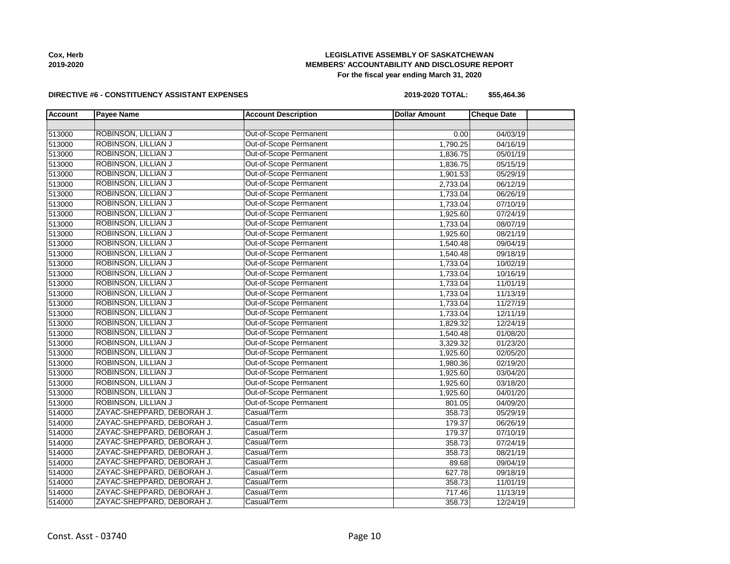**LEGISLATIVE ASSEMBLY OF SASKATCHEWAN**
**MEMBERS' ACCOUNTABILITY AND DISCLOSURE REPORT**
**For the fiscal year ending March 31, 2020**

**Cox, Herb**
**2019-2020**

**DIRECTIVE #6 - CONSTITUENCY ASSISTANT EXPENSES**

**2019-2020 TOTAL: $55,464.36**

| Account | Payee Name | Account Description | Dollar Amount | Cheque Date | |
|---|---|---|---|---|---|
| | | | | | |
| 513000 | ROBINSON, LILLIAN J | Out-of-Scope Permanent | 0.00 | 04/03/19 | |
| 513000 | ROBINSON, LILLIAN J | Out-of-Scope Permanent | 1,790.25 | 04/16/19 | |
| 513000 | ROBINSON, LILLIAN J | Out-of-Scope Permanent | 1,836.75 | 05/01/19 | |
| 513000 | ROBINSON, LILLIAN J | Out-of-Scope Permanent | 1,836.75 | 05/15/19 | |
| 513000 | ROBINSON, LILLIAN J | Out-of-Scope Permanent | 1,901.53 | 05/29/19 | |
| 513000 | ROBINSON, LILLIAN J | Out-of-Scope Permanent | 2,733.04 | 06/12/19 | |
| 513000 | ROBINSON, LILLIAN J | Out-of-Scope Permanent | 1,733.04 | 06/26/19 | |
| 513000 | ROBINSON, LILLIAN J | Out-of-Scope Permanent | 1,733.04 | 07/10/19 | |
| 513000 | ROBINSON, LILLIAN J | Out-of-Scope Permanent | 1,925.60 | 07/24/19 | |
| 513000 | ROBINSON, LILLIAN J | Out-of-Scope Permanent | 1,733.04 | 08/07/19 | |
| 513000 | ROBINSON, LILLIAN J | Out-of-Scope Permanent | 1,925.60 | 08/21/19 | |
| 513000 | ROBINSON, LILLIAN J | Out-of-Scope Permanent | 1,540.48 | 09/04/19 | |
| 513000 | ROBINSON, LILLIAN J | Out-of-Scope Permanent | 1,540.48 | 09/18/19 | |
| 513000 | ROBINSON, LILLIAN J | Out-of-Scope Permanent | 1,733.04 | 10/02/19 | |
| 513000 | ROBINSON, LILLIAN J | Out-of-Scope Permanent | 1,733.04 | 10/16/19 | |
| 513000 | ROBINSON, LILLIAN J | Out-of-Scope Permanent | 1,733.04 | 11/01/19 | |
| 513000 | ROBINSON, LILLIAN J | Out-of-Scope Permanent | 1,733.04 | 11/13/19 | |
| 513000 | ROBINSON, LILLIAN J | Out-of-Scope Permanent | 1,733.04 | 11/27/19 | |
| 513000 | ROBINSON, LILLIAN J | Out-of-Scope Permanent | 1,733.04 | 12/11/19 | |
| 513000 | ROBINSON, LILLIAN J | Out-of-Scope Permanent | 1,829.32 | 12/24/19 | |
| 513000 | ROBINSON, LILLIAN J | Out-of-Scope Permanent | 1,540.48 | 01/08/20 | |
| 513000 | ROBINSON, LILLIAN J | Out-of-Scope Permanent | 3,329.32 | 01/23/20 | |
| 513000 | ROBINSON, LILLIAN J | Out-of-Scope Permanent | 1,925.60 | 02/05/20 | |
| 513000 | ROBINSON, LILLIAN J | Out-of-Scope Permanent | 1,980.36 | 02/19/20 | |
| 513000 | ROBINSON, LILLIAN J | Out-of-Scope Permanent | 1,925.60 | 03/04/20 | |
| 513000 | ROBINSON, LILLIAN J | Out-of-Scope Permanent | 1,925.60 | 03/18/20 | |
| 513000 | ROBINSON, LILLIAN J | Out-of-Scope Permanent | 1,925.60 | 04/01/20 | |
| 513000 | ROBINSON, LILLIAN J | Out-of-Scope Permanent | 801.05 | 04/09/20 | |
| 514000 | ZAYAC-SHEPPARD, DEBORAH J. | Casual/Term | 358.73 | 05/29/19 | |
| 514000 | ZAYAC-SHEPPARD, DEBORAH J. | Casual/Term | 179.37 | 06/26/19 | |
| 514000 | ZAYAC-SHEPPARD, DEBORAH J. | Casual/Term | 179.37 | 07/10/19 | |
| 514000 | ZAYAC-SHEPPARD, DEBORAH J. | Casual/Term | 358.73 | 07/24/19 | |
| 514000 | ZAYAC-SHEPPARD, DEBORAH J. | Casual/Term | 358.73 | 08/21/19 | |
| 514000 | ZAYAC-SHEPPARD, DEBORAH J. | Casual/Term | 89.68 | 09/04/19 | |
| 514000 | ZAYAC-SHEPPARD, DEBORAH J. | Casual/Term | 627.78 | 09/18/19 | |
| 514000 | ZAYAC-SHEPPARD, DEBORAH J. | Casual/Term | 358.73 | 11/01/19 | |
| 514000 | ZAYAC-SHEPPARD, DEBORAH J. | Casual/Term | 717.46 | 11/13/19 | |
| 514000 | ZAYAC-SHEPPARD, DEBORAH J. | Casual/Term | 358.73 | 12/24/19 | |

Const. Asst - 03740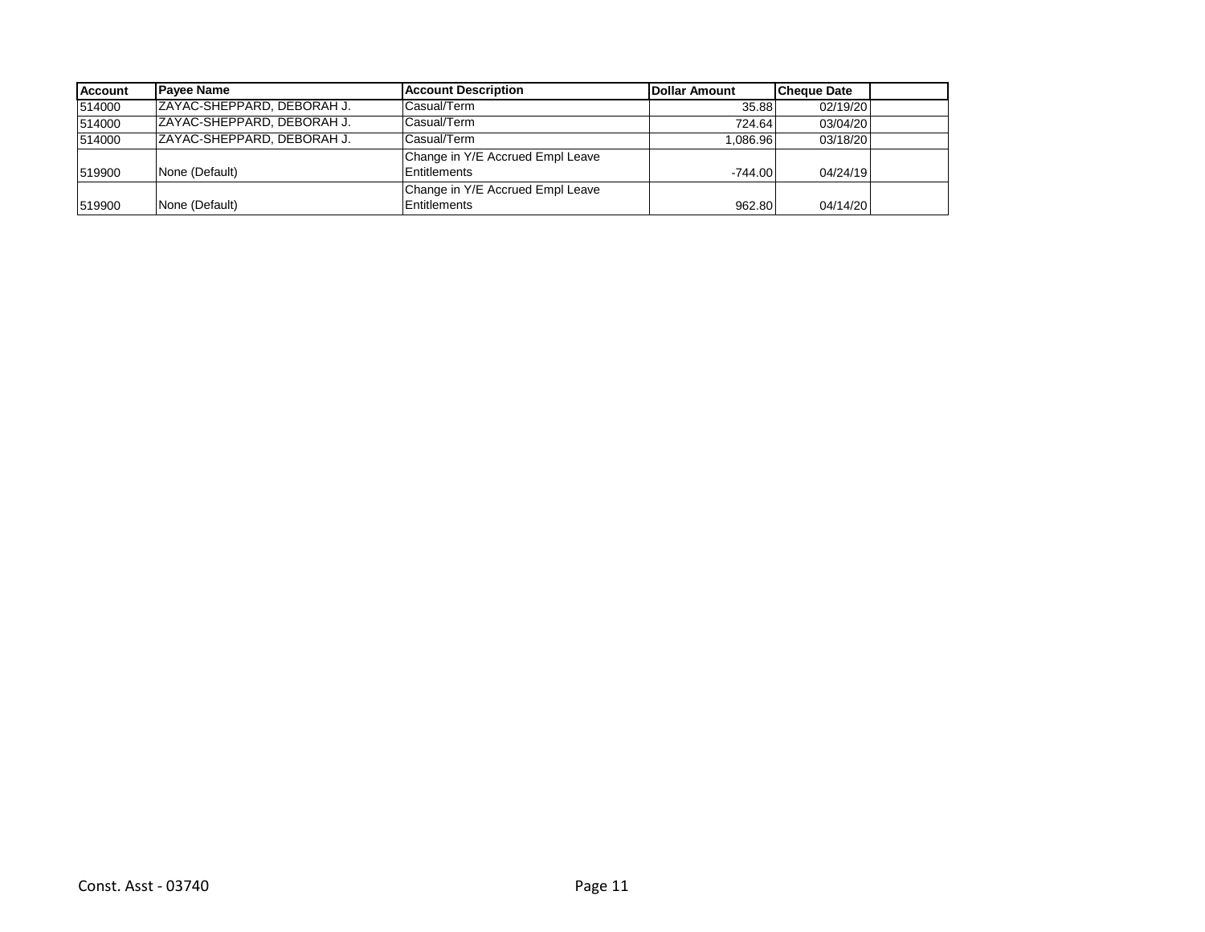| Account | Payee Name | Account Description | Dollar Amount | Cheque Date | |
|---|---|---|---|---|---|
| 514000 | ZAYAC-SHEPPARD, DEBORAH J. | Casual/Term | 35.88 | 02/19/20 | |
| 514000 | ZAYAC-SHEPPARD, DEBORAH J. | Casual/Term | 724.64 | 03/04/20 | |
| 514000 | ZAYAC-SHEPPARD, DEBORAH J. | Casual/Term | 1,086.96 | 03/18/20 | |
| 519900 | None (Default) | Change in Y/E Accrued Empl Leave Entitlements | -744.00 | 04/24/19 | |
| 519900 | None (Default) | Change in Y/E Accrued Empl Leave Entitlements | 962.80 | 04/14/20 | |

Const. Asst - 03740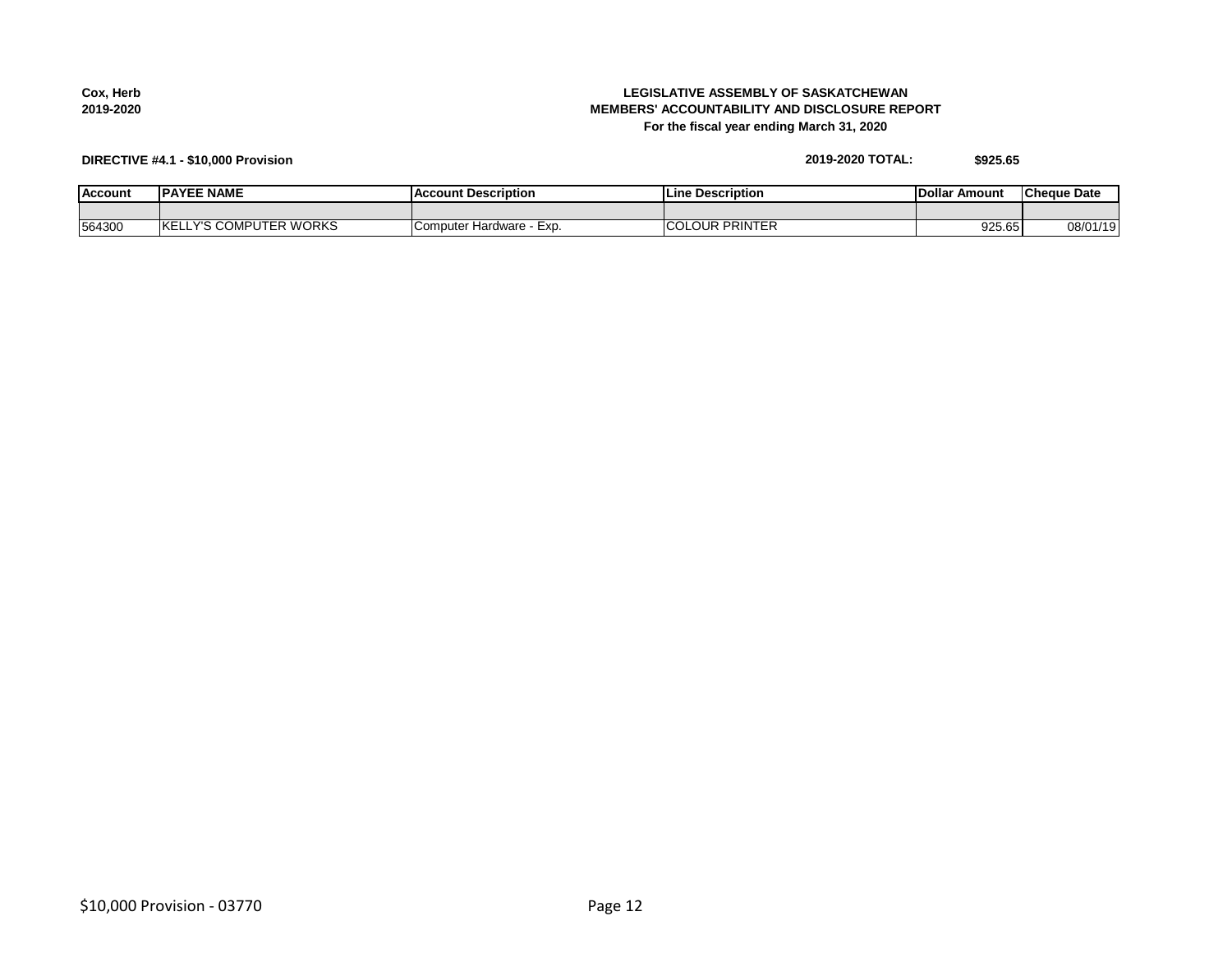Cox, Herb
2019-2020

**LEGISLATIVE ASSEMBLY OF SASKATCHEWAN**
**MEMBERS' ACCOUNTABILITY AND DISCLOSURE REPORT**
**For the fiscal year ending March 31, 2020**

**DIRECTIVE #4.1 - $10,000 Provision**

**2019-2020 TOTAL: $925.65**

| Account | PAYEE NAME | Account Description | Line Description | Dollar Amount | Cheque Date |
|---|---|---|---|---|---|
| | | | | | |
| 564300 | KELLY'S COMPUTER WORKS | Computer Hardware - Exp. | COLOUR PRINTER | 925.65 | 08/01/19 |

$10,000 Provision - 03770